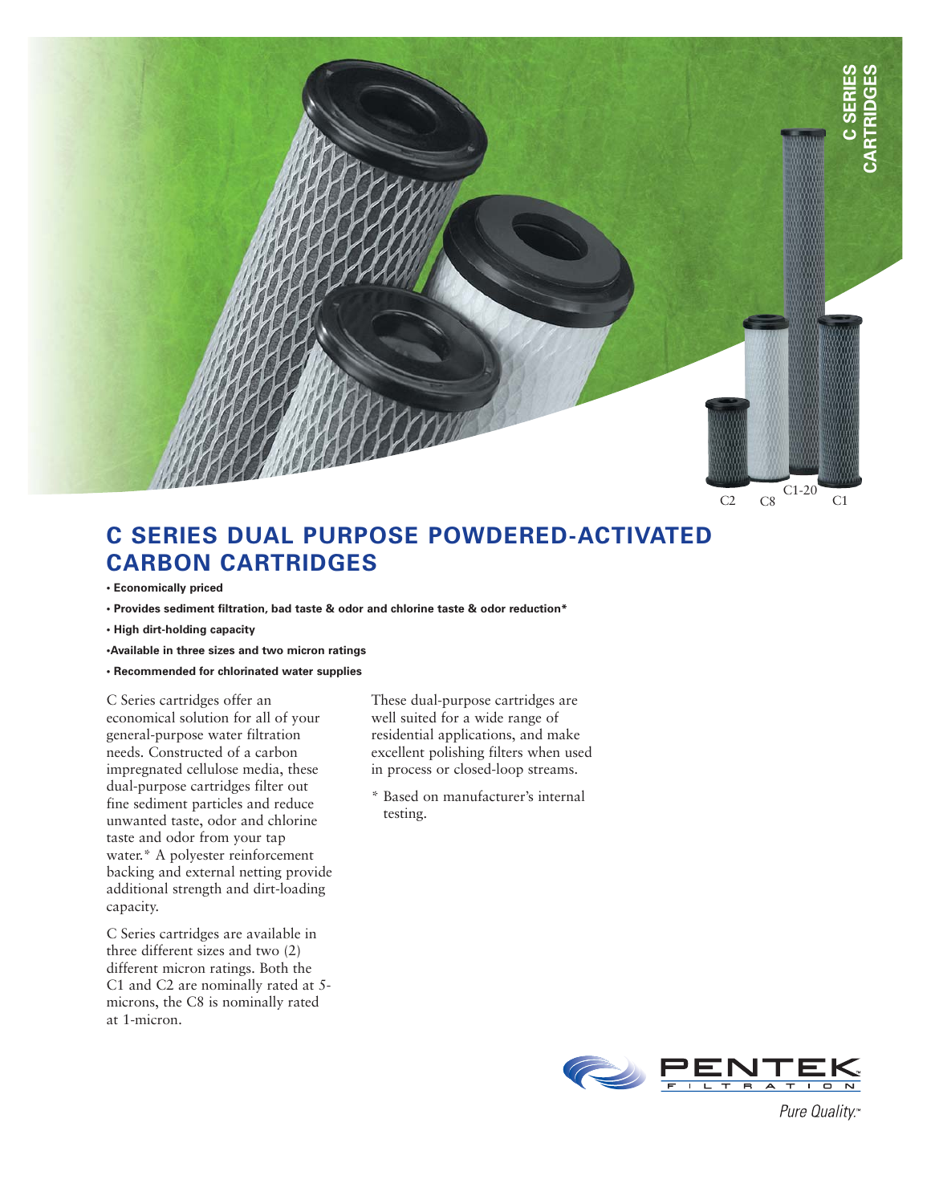# C SERIES DUAL PURPOSE POWDERED-ACTIVATED CARBON CARTRIDGES

- **Economically priced**
- **Provides sediment filtration, bad taste & odor and chlorine taste & odor reduction***
- **High dirt-holding capacity**
- **Available in three sizes and two micron ratings**
- **Recommended for chlorinated water supplies**

C Series cartridges offer an economical solution for all of your general-purpose water filtration needs. Constructed of a carbon impregnated cellulose media, these dual-purpose cartridges filter out fine sediment particles and reduce unwanted taste, odor and chlorine taste and odor from your tap water.* A polyester reinforcement backing and external netting provide additional strength and dirt-loading capacity.

C Series cartridges are available in three different sizes and two (2) different micron ratings. Both the C1 and C2 are nominally rated at 5-microns, the C8 is nominally rated at 1-micron.

These dual-purpose cartridges are well suited for a wide range of residential applications, and make excellent polishing filters when used in process or closed-loop streams.

* Based on manufacturer's internal testing.

PENTEK FILTRATION

*Pure Quality.*™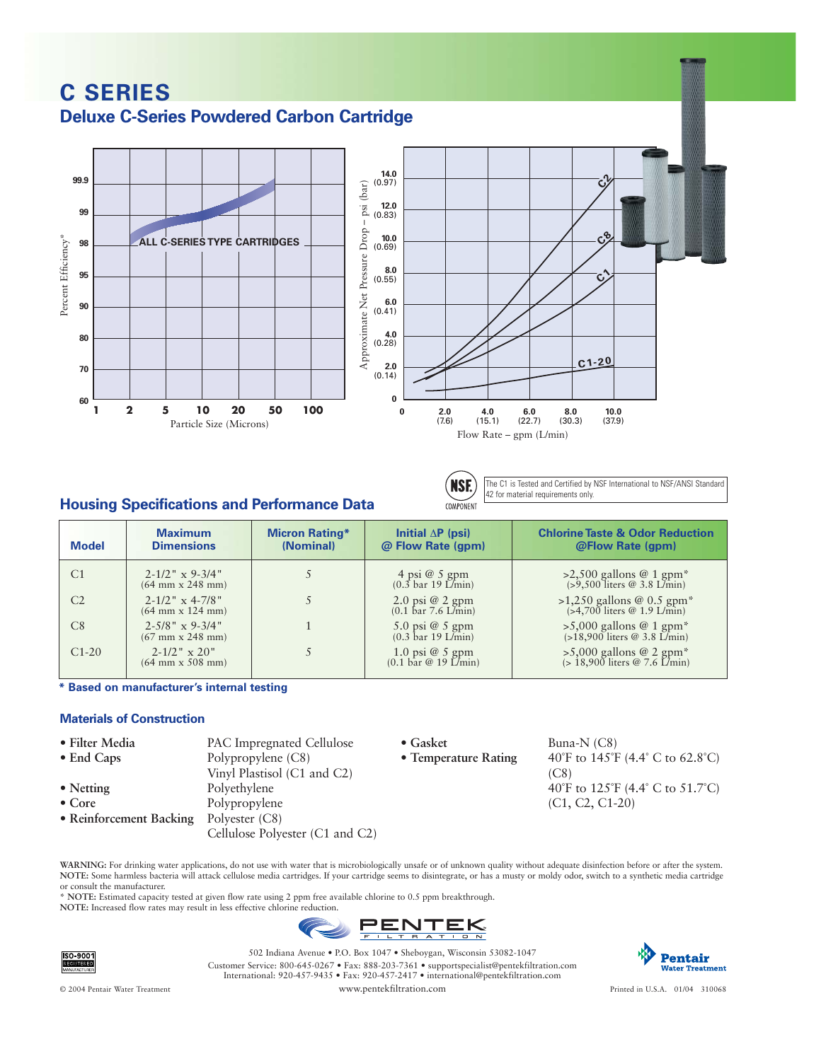# C SERIES

## Deluxe C-Series Powdered Carbon Cartridge

Percent Efficiency*

99.9
99
98
95
90
80
70
60

ALL C-SERIES TYPE CARTRIDGES

1 2 5 10 20 50 100

Particle Size (Microns)

Approximate Net Pressure Drop – psi (bar)

14.0 (0.97)
12.0 (0.83)
10.0 (0.69)
8.0 (0.55)
6.0 (0.41)
4.0 (0.28)
2.0 (0.14)
0

C2
C8
C1
C1-20

0 2.0 (7.6) 4.0 (15.1) 6.0 (22.7) 8.0 (30.3) 10.0 (37.9)

Flow Rate – gpm (L/min)

## Housing Specifications and Performance Data

NSF COMPONENT

The C1 is Tested and Certified by NSF International to NSF/ANSI Standard 42 for material requirements only.

| Model | Maximum Dimensions | Micron Rating* (Nominal) | Initial ΔP (psi) @ Flow Rate (gpm) | Chlorine Taste & Odor Reduction @Flow Rate (gpm) |
|---|---|---|---|---|
| C1 | 2-1/2" x 9-3/4" (64 mm x 248 mm) | 5 | 4 psi @ 5 gpm (0.3 bar 19 L/min) | >2,500 gallons @ 1 gpm* (>9,500 liters @ 3.8 L/min) |
| C2 | 2-1/2" x 4-7/8" (64 mm x 124 mm) | 5 | 2.0 psi @ 2 gpm (0.1 bar 7.6 L/min) | >1,250 gallons @ 0.5 gpm* (>4,700 liters @ 1.9 L/min) |
| C8 | 2-5/8" x 9-3/4" (67 mm x 248 mm) | 1 | 5.0 psi @ 5 gpm (0.3 bar 19 L/min) | >5,000 gallons @ 1 gpm* (>18,900 liters @ 3.8 L/min) |
| C1-20 | 2-1/2" x 20" (64 mm x 508 mm) | 5 | 1.0 psi @ 5 gpm (0.1 bar @ 19 L/min) | >5,000 gallons @ 2 gpm* (> 18,900 liters @ 7.6 L/min) |

**\* Based on manufacturer's internal testing**

### Materials of Construction

- **Filter Media** PAC Impregnated Cellulose
- **End Caps** Polypropylene (C8), Vinyl Plastisol (C1 and C2)
- **Netting** Polyethylene
- **Core** Polypropylene
- **Reinforcement Backing** Polyester (C8), Cellulose Polyester (C1 and C2)
- **Gasket** Buna-N (C8)
- **Temperature Rating** 40˚F to 145˚F (4.4˚ C to 62.8˚C) (C8); 40˚F to 125˚F (4.4˚ C to 51.7˚C) (C1, C2, C1-20)

WARNING: For drinking water applications, do not use with water that is microbiologically unsafe or of unknown quality without adequate disinfection before or after the system.
NOTE: Some harmless bacteria will attack cellulose media cartridges. If your cartridge seems to disintegrate, or has a musty or moldy odor, switch to a synthetic media cartridge or consult the manufacturer.
\* NOTE: Estimated capacity tested at given flow rate using 2 ppm free available chlorine to 0.5 ppm breakthrough.
NOTE: Increased flow rates may result in less effective chlorine reduction.

PENTEK FILTRATION

502 Indiana Avenue • P.O. Box 1047 • Sheboygan, Wisconsin 53082-1047
Customer Service: 800-645-0267 • Fax: 888-203-7361 • supportspecialist@pentekfiltration.com
International: 920-457-9435 • Fax: 920-457-2417 • international@pentekfiltration.com
www.pentekfiltration.com

ISO-9001 REGISTERED MANUFACTURER

Pentair Water Treatment

© 2004 Pentair Water Treatment

Printed in U.S.A. 01/04 310068